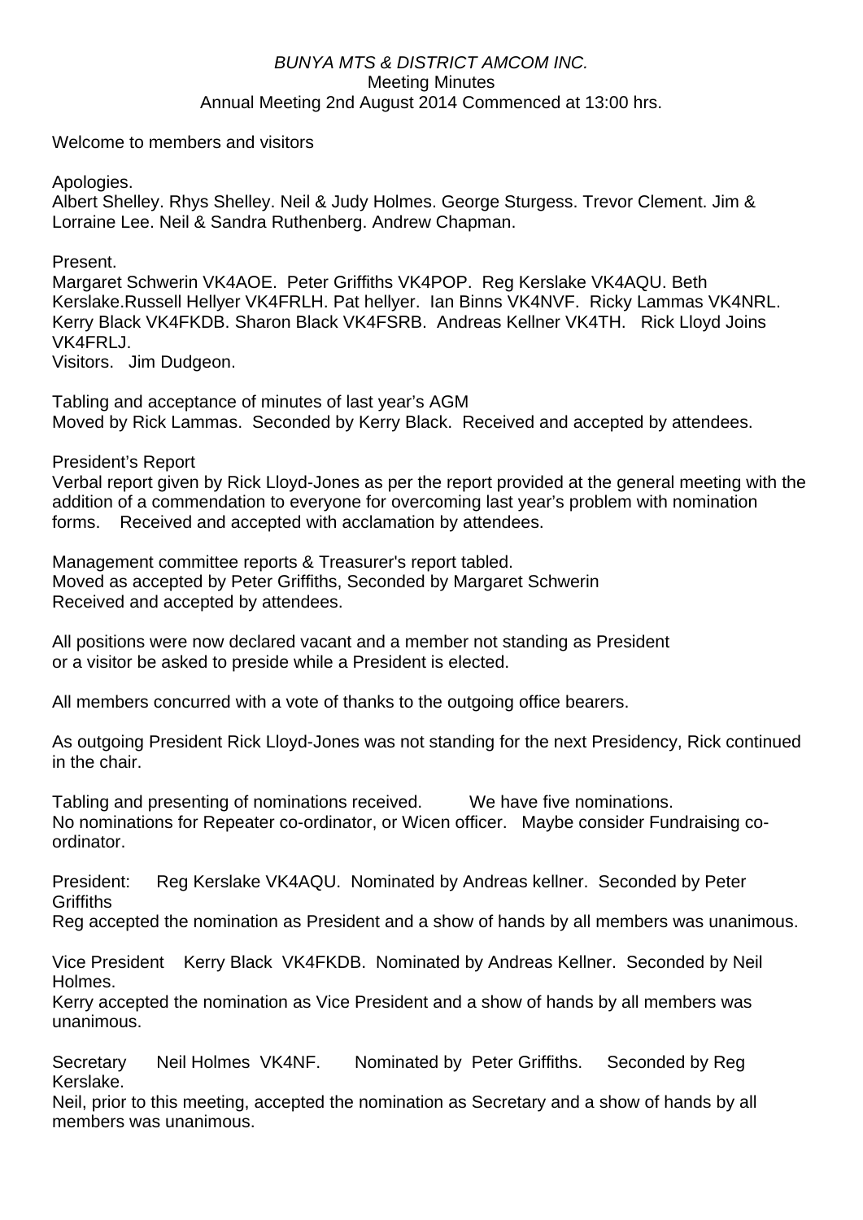*BUNYA MTS & DISTRICT AMCOM INC.*
Meeting Minutes
Annual Meeting 2nd August 2014 Commenced at 13:00 hrs.

Welcome to members and visitors

Apologies.
Albert Shelley. Rhys Shelley. Neil & Judy Holmes. George Sturgess. Trevor Clement. Jim & Lorraine Lee. Neil & Sandra Ruthenberg. Andrew Chapman.

Present.
Margaret Schwerin VK4AOE. Peter Griffiths VK4POP. Reg Kerslake VK4AQU. Beth Kerslake.Russell Hellyer VK4FRLH. Pat hellyer. Ian Binns VK4NVF. Ricky Lammas VK4NRL. Kerry Black VK4FKDB. Sharon Black VK4FSRB. Andreas Kellner VK4TH. Rick Lloyd Joins VK4FRLJ.
Visitors. Jim Dudgeon.

Tabling and acceptance of minutes of last year's AGM
Moved by Rick Lammas. Seconded by Kerry Black. Received and accepted by attendees.

President's Report
Verbal report given by Rick Lloyd-Jones as per the report provided at the general meeting with the addition of a commendation to everyone for overcoming last year's problem with nomination forms. Received and accepted with acclamation by attendees.

Management committee reports & Treasurer's report tabled.
Moved as accepted by Peter Griffiths, Seconded by Margaret Schwerin
Received and accepted by attendees.

All positions were now declared vacant and a member not standing as President or a visitor be asked to preside while a President is elected.

All members concurred with a vote of thanks to the outgoing office bearers.

As outgoing President Rick Lloyd-Jones was not standing for the next Presidency, Rick continued in the chair.

Tabling and presenting of nominations received. We have five nominations.
No nominations for Repeater co-ordinator, or Wicen officer. Maybe consider Fundraising co-ordinator.

President: Reg Kerslake VK4AQU. Nominated by Andreas kellner. Seconded by Peter Griffiths
Reg accepted the nomination as President and a show of hands by all members was unanimous.

Vice President Kerry Black VK4FKDB. Nominated by Andreas Kellner. Seconded by Neil Holmes.
Kerry accepted the nomination as Vice President and a show of hands by all members was unanimous.

Secretary Neil Holmes VK4NF. Nominated by Peter Griffiths. Seconded by Reg Kerslake.
Neil, prior to this meeting, accepted the nomination as Secretary and a show of hands by all members was unanimous.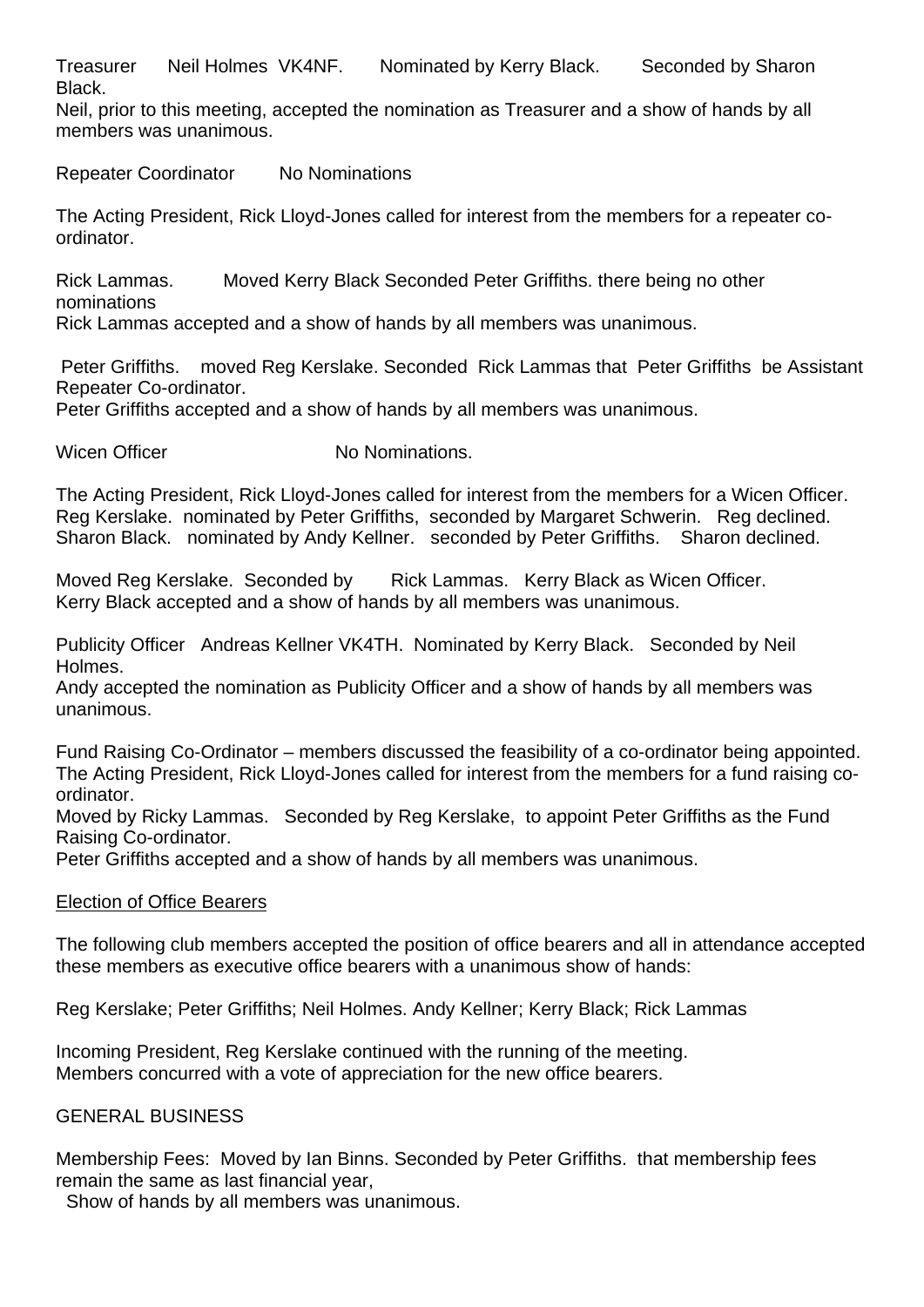Treasurer Neil Holmes VK4NF. Nominated by Kerry Black. Seconded by Sharon Black.
Neil, prior to this meeting, accepted the nomination as Treasurer and a show of hands by all members was unanimous.

Repeater Coordinator No Nominations

The Acting President, Rick Lloyd-Jones called for interest from the members for a repeater co-ordinator.

Rick Lammas. Moved Kerry Black Seconded Peter Griffiths. there being no other nominations
Rick Lammas accepted and a show of hands by all members was unanimous.

Peter Griffiths. moved Reg Kerslake. Seconded Rick Lammas that Peter Griffiths be Assistant Repeater Co-ordinator.
Peter Griffiths accepted and a show of hands by all members was unanimous.

Wicen Officer No Nominations.

The Acting President, Rick Lloyd-Jones called for interest from the members for a Wicen Officer.
Reg Kerslake. nominated by Peter Griffiths, seconded by Margaret Schwerin. Reg declined.
Sharon Black. nominated by Andy Kellner. seconded by Peter Griffiths. Sharon declined.

Moved Reg Kerslake. Seconded by Rick Lammas. Kerry Black as Wicen Officer.
Kerry Black accepted and a show of hands by all members was unanimous.

Publicity Officer Andreas Kellner VK4TH. Nominated by Kerry Black. Seconded by Neil Holmes.
Andy accepted the nomination as Publicity Officer and a show of hands by all members was unanimous.

Fund Raising Co-Ordinator – members discussed the feasibility of a co-ordinator being appointed.
The Acting President, Rick Lloyd-Jones called for interest from the members for a fund raising co-ordinator.
Moved by Ricky Lammas. Seconded by Reg Kerslake, to appoint Peter Griffiths as the Fund Raising Co-ordinator.
Peter Griffiths accepted and a show of hands by all members was unanimous.

## Election of Office Bearers

The following club members accepted the position of office bearers and all in attendance accepted these members as executive office bearers with a unanimous show of hands:

Reg Kerslake; Peter Griffiths; Neil Holmes. Andy Kellner; Kerry Black; Rick Lammas

Incoming President, Reg Kerslake continued with the running of the meeting.
Members concurred with a vote of appreciation for the new office bearers.

## GENERAL BUSINESS

Membership Fees: Moved by Ian Binns. Seconded by Peter Griffiths. that membership fees remain the same as last financial year,
Show of hands by all members was unanimous.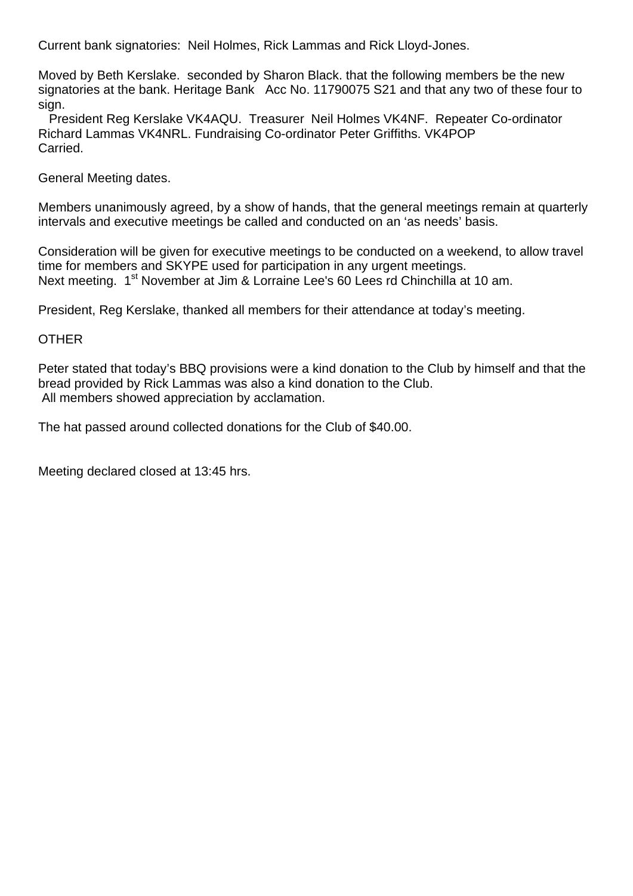Current bank signatories: Neil Holmes, Rick Lammas and Rick Lloyd-Jones.

Moved by Beth Kerslake. seconded by Sharon Black. that the following members be the new signatories at the bank. Heritage Bank Acc No. 11790075 S21 and that any two of these four to sign.
President Reg Kerslake VK4AQU. Treasurer Neil Holmes VK4NF. Repeater Co-ordinator Richard Lammas VK4NRL. Fundraising Co-ordinator Peter Griffiths. VK4POP
Carried.

General Meeting dates.

Members unanimously agreed, by a show of hands, that the general meetings remain at quarterly intervals and executive meetings be called and conducted on an 'as needs' basis.

Consideration will be given for executive meetings to be conducted on a weekend, to allow travel time for members and SKYPE used for participation in any urgent meetings.
Next meeting. 1st November at Jim & Lorraine Lee's 60 Lees rd Chinchilla at 10 am.

President, Reg Kerslake, thanked all members for their attendance at today's meeting.

OTHER

Peter stated that today's BBQ provisions were a kind donation to the Club by himself and that the bread provided by Rick Lammas was also a kind donation to the Club.
All members showed appreciation by acclamation.

The hat passed around collected donations for the Club of $40.00.

Meeting declared closed at 13:45 hrs.